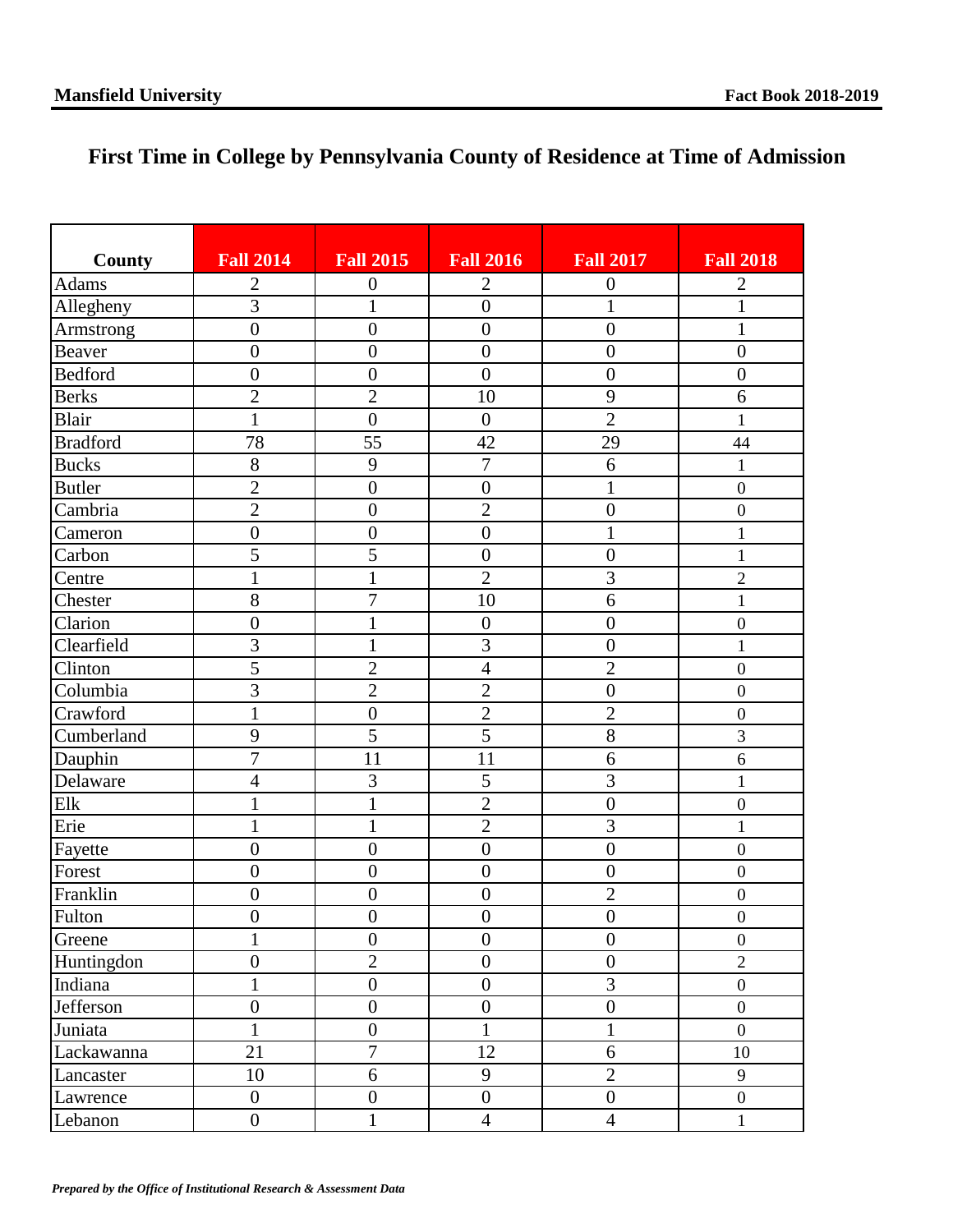# First Time in College by Pennsylvania County of Residence at Time of Admission

| County | Fall 2014 | Fall 2015 | Fall 2016 | Fall 2017 | Fall 2018 |
|---|---|---|---|---|---|
| Adams | 2 | 0 | 2 | 0 | 2 |
| Allegheny | 3 | 1 | 0 | 1 | 1 |
| Armstrong | 0 | 0 | 0 | 0 | 1 |
| Beaver | 0 | 0 | 0 | 0 | 0 |
| Bedford | 0 | 0 | 0 | 0 | 0 |
| Berks | 2 | 2 | 10 | 9 | 6 |
| Blair | 1 | 0 | 0 | 2 | 1 |
| Bradford | 78 | 55 | 42 | 29 | 44 |
| Bucks | 8 | 9 | 7 | 6 | 1 |
| Butler | 2 | 0 | 0 | 1 | 0 |
| Cambria | 2 | 0 | 2 | 0 | 0 |
| Cameron | 0 | 0 | 0 | 1 | 1 |
| Carbon | 5 | 5 | 0 | 0 | 1 |
| Centre | 1 | 1 | 2 | 3 | 2 |
| Chester | 8 | 7 | 10 | 6 | 1 |
| Clarion | 0 | 1 | 0 | 0 | 0 |
| Clearfield | 3 | 1 | 3 | 0 | 1 |
| Clinton | 5 | 2 | 4 | 2 | 0 |
| Columbia | 3 | 2 | 2 | 0 | 0 |
| Crawford | 1 | 0 | 2 | 2 | 0 |
| Cumberland | 9 | 5 | 5 | 8 | 3 |
| Dauphin | 7 | 11 | 11 | 6 | 6 |
| Delaware | 4 | 3 | 5 | 3 | 1 |
| Elk | 1 | 1 | 2 | 0 | 0 |
| Erie | 1 | 1 | 2 | 3 | 1 |
| Fayette | 0 | 0 | 0 | 0 | 0 |
| Forest | 0 | 0 | 0 | 0 | 0 |
| Franklin | 0 | 0 | 0 | 2 | 0 |
| Fulton | 0 | 0 | 0 | 0 | 0 |
| Greene | 1 | 0 | 0 | 0 | 0 |
| Huntingdon | 0 | 2 | 0 | 0 | 2 |
| Indiana | 1 | 0 | 0 | 3 | 0 |
| Jefferson | 0 | 0 | 0 | 0 | 0 |
| Juniata | 1 | 0 | 1 | 1 | 0 |
| Lackawanna | 21 | 7 | 12 | 6 | 10 |
| Lancaster | 10 | 6 | 9 | 2 | 9 |
| Lawrence | 0 | 0 | 0 | 0 | 0 |
| Lebanon | 0 | 1 | 4 | 4 | 1 |

*Prepared by the Office of Institutional Research & Assessment Data*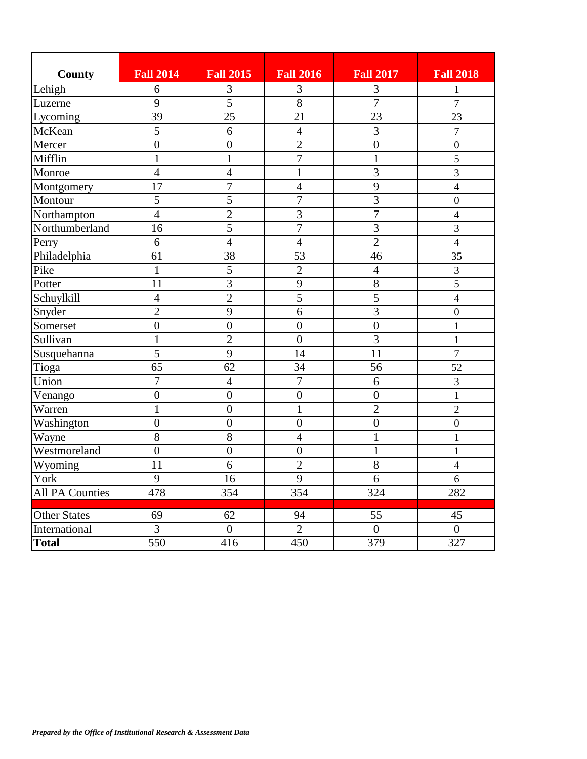| County | Fall 2014 | Fall 2015 | Fall 2016 | Fall 2017 | Fall 2018 |
|---|---|---|---|---|---|
| Lehigh | 6 | 3 | 3 | 3 | 1 |
| Luzerne | 9 | 5 | 8 | 7 | 7 |
| Lycoming | 39 | 25 | 21 | 23 | 23 |
| McKean | 5 | 6 | 4 | 3 | 7 |
| Mercer | 0 | 0 | 2 | 0 | 0 |
| Mifflin | 1 | 1 | 7 | 1 | 5 |
| Monroe | 4 | 4 | 1 | 3 | 3 |
| Montgomery | 17 | 7 | 4 | 9 | 4 |
| Montour | 5 | 5 | 7 | 3 | 0 |
| Northampton | 4 | 2 | 3 | 7 | 4 |
| Northumberland | 16 | 5 | 7 | 3 | 3 |
| Perry | 6 | 4 | 4 | 2 | 4 |
| Philadelphia | 61 | 38 | 53 | 46 | 35 |
| Pike | 1 | 5 | 2 | 4 | 3 |
| Potter | 11 | 3 | 9 | 8 | 5 |
| Schuylkill | 4 | 2 | 5 | 5 | 4 |
| Snyder | 2 | 9 | 6 | 3 | 0 |
| Somerset | 0 | 0 | 0 | 0 | 1 |
| Sullivan | 1 | 2 | 0 | 3 | 1 |
| Susquehanna | 5 | 9 | 14 | 11 | 7 |
| Tioga | 65 | 62 | 34 | 56 | 52 |
| Union | 7 | 4 | 7 | 6 | 3 |
| Venango | 0 | 0 | 0 | 0 | 1 |
| Warren | 1 | 0 | 1 | 2 | 2 |
| Washington | 0 | 0 | 0 | 0 | 0 |
| Wayne | 8 | 8 | 4 | 1 | 1 |
| Westmoreland | 0 | 0 | 0 | 1 | 1 |
| Wyoming | 11 | 6 | 2 | 8 | 4 |
| York | 9 | 16 | 9 | 6 | 6 |
| All PA Counties | 478 | 354 | 354 | 324 | 282 |
| | | | | | |
| Other States | 69 | 62 | 94 | 55 | 45 |
| International | 3 | 0 | 2 | 0 | 0 |
| **Total** | 550 | 416 | 450 | 379 | 327 |

***Prepared by the Office of Institutional Research & Assessment Data***